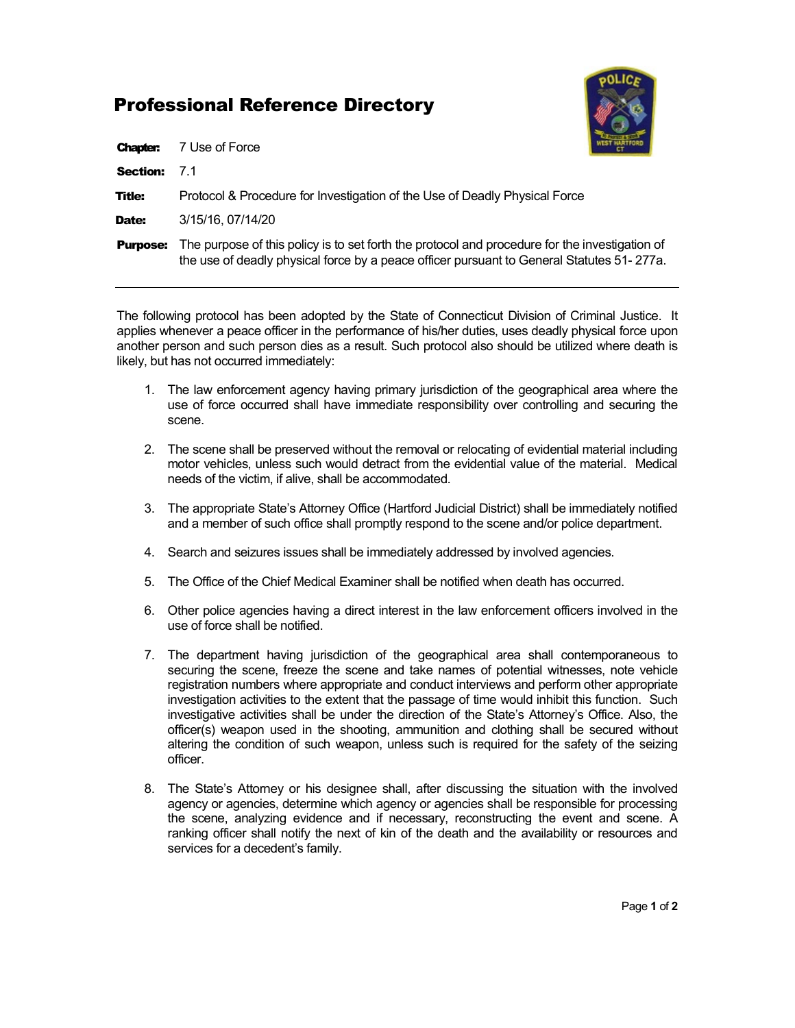# Professional Reference Directory

**Chapter:** 7 Use of Force

**Section:** 7.1

**Title:** Protocol & Procedure for Investigation of the Use of Deadly Physical Force

**Date:** 3/15/16, 07/14/20

**Purpose:** The purpose of this policy is to set forth the protocol and procedure for the investigation of the use of deadly physical force by a peace officer pursuant to General Statutes 51- 277a.

---

The following protocol has been adopted by the State of Connecticut Division of Criminal Justice. It applies whenever a peace officer in the performance of his/her duties, uses deadly physical force upon another person and such person dies as a result. Such protocol also should be utilized where death is likely, but has not occurred immediately:

1. The law enforcement agency having primary jurisdiction of the geographical area where the use of force occurred shall have immediate responsibility over controlling and securing the scene.

2. The scene shall be preserved without the removal or relocating of evidential material including motor vehicles, unless such would detract from the evidential value of the material. Medical needs of the victim, if alive, shall be accommodated.

3. The appropriate State's Attorney Office (Hartford Judicial District) shall be immediately notified and a member of such office shall promptly respond to the scene and/or police department.

4. Search and seizures issues shall be immediately addressed by involved agencies.

5. The Office of the Chief Medical Examiner shall be notified when death has occurred.

6. Other police agencies having a direct interest in the law enforcement officers involved in the use of force shall be notified.

7. The department having jurisdiction of the geographical area shall contemporaneous to securing the scene, freeze the scene and take names of potential witnesses, note vehicle registration numbers where appropriate and conduct interviews and perform other appropriate investigation activities to the extent that the passage of time would inhibit this function. Such investigative activities shall be under the direction of the State's Attorney's Office. Also, the officer(s) weapon used in the shooting, ammunition and clothing shall be secured without altering the condition of such weapon, unless such is required for the safety of the seizing officer.

8. The State's Attorney or his designee shall, after discussing the situation with the involved agency or agencies, determine which agency or agencies shall be responsible for processing the scene, analyzing evidence and if necessary, reconstructing the event and scene. A ranking officer shall notify the next of kin of the death and the availability or resources and services for a decedent's family.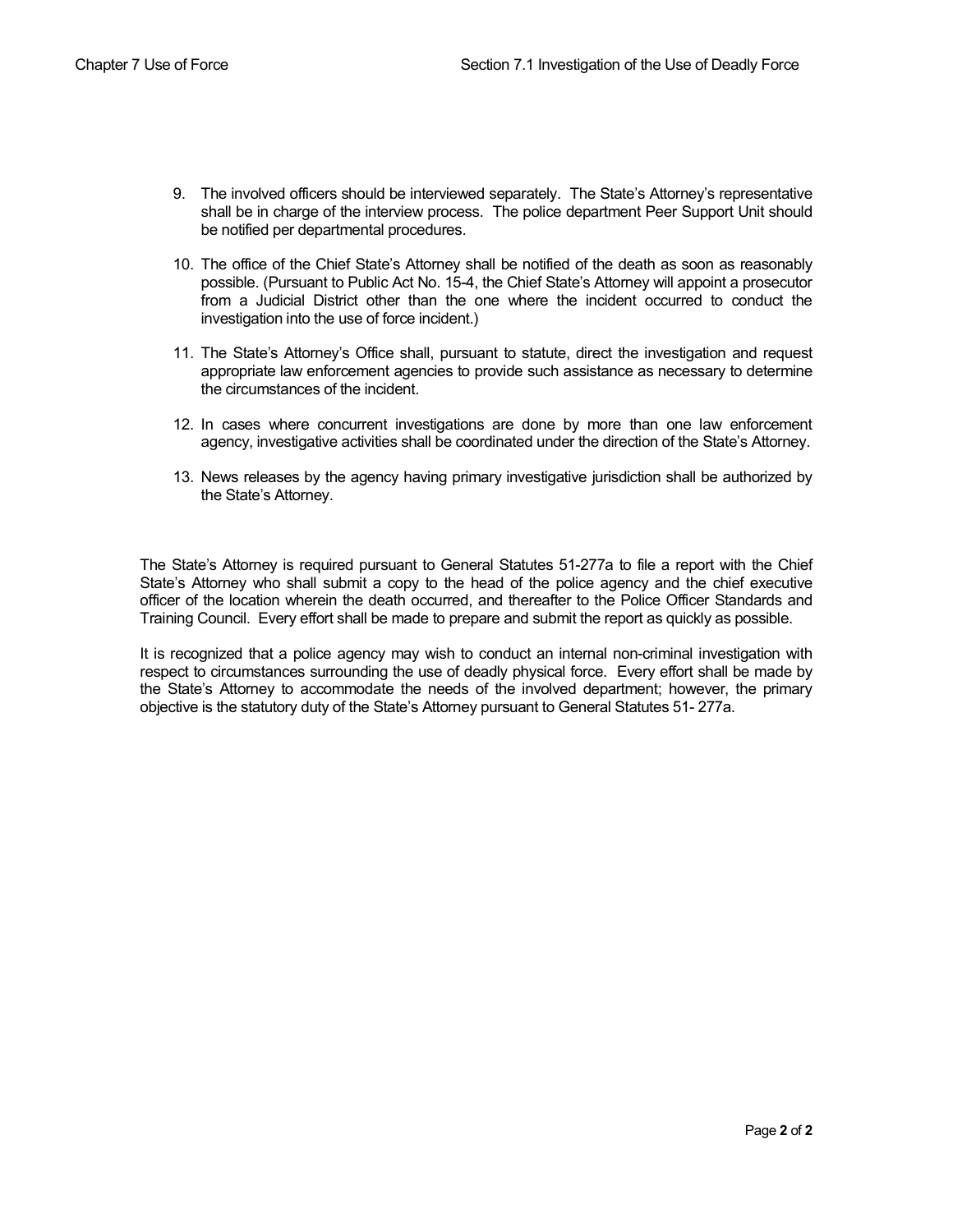9. The involved officers should be interviewed separately. The State's Attorney's representative shall be in charge of the interview process. The police department Peer Support Unit should be notified per departmental procedures.

10. The office of the Chief State's Attorney shall be notified of the death as soon as reasonably possible. (Pursuant to Public Act No. 15-4, the Chief State's Attorney will appoint a prosecutor from a Judicial District other than the one where the incident occurred to conduct the investigation into the use of force incident.)

11. The State's Attorney's Office shall, pursuant to statute, direct the investigation and request appropriate law enforcement agencies to provide such assistance as necessary to determine the circumstances of the incident.

12. In cases where concurrent investigations are done by more than one law enforcement agency, investigative activities shall be coordinated under the direction of the State's Attorney.

13. News releases by the agency having primary investigative jurisdiction shall be authorized by the State's Attorney.

The State's Attorney is required pursuant to General Statutes 51-277a to file a report with the Chief State's Attorney who shall submit a copy to the head of the police agency and the chief executive officer of the location wherein the death occurred, and thereafter to the Police Officer Standards and Training Council. Every effort shall be made to prepare and submit the report as quickly as possible.

It is recognized that a police agency may wish to conduct an internal non-criminal investigation with respect to circumstances surrounding the use of deadly physical force. Every effort shall be made by the State's Attorney to accommodate the needs of the involved department; however, the primary objective is the statutory duty of the State's Attorney pursuant to General Statutes 51- 277a.